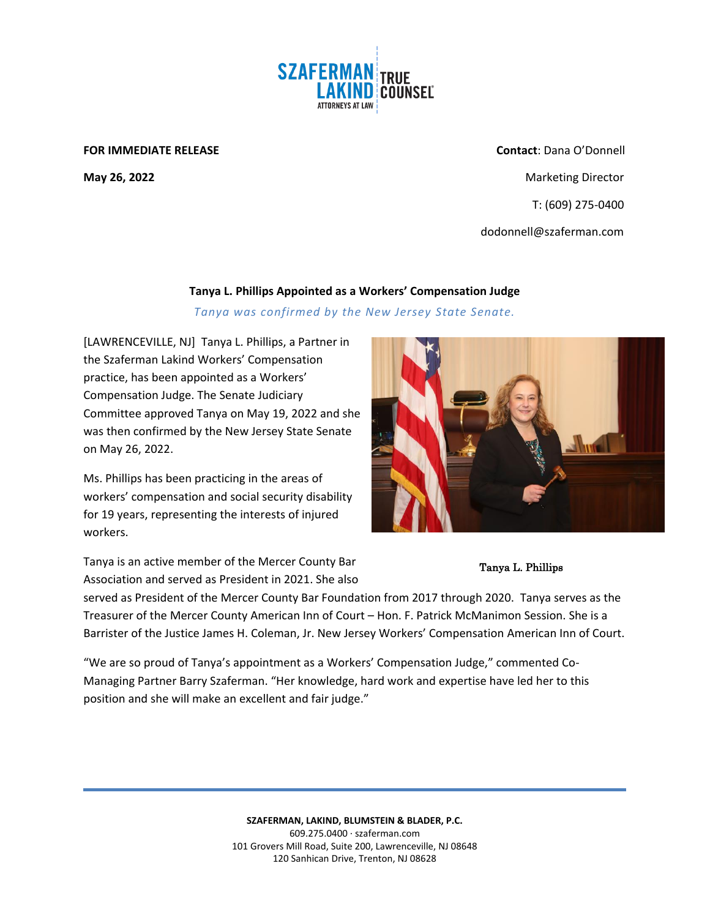SZAFERMAN LAKIND ATTORNEYS AT LAW | TRUE COUNSEL®

**FOR IMMEDIATE RELEASE**

**May 26, 2022**

**Contact**: Dana O'Donnell
Marketing Director
T: (609) 275-0400
dodonnell@szaferman.com

## Tanya L. Phillips Appointed as a Workers' Compensation Judge

*Tanya was confirmed by the New Jersey State Senate.*

[LAWRENCEVILLE, NJ] Tanya L. Phillips, a Partner in the Szaferman Lakind Workers' Compensation practice, has been appointed as a Workers' Compensation Judge. The Senate Judiciary Committee approved Tanya on May 19, 2022 and she was then confirmed by the New Jersey State Senate on May 26, 2022.

Ms. Phillips has been practicing in the areas of workers' compensation and social security disability for 19 years, representing the interests of injured workers.

Tanya L. Phillips

Tanya is an active member of the Mercer County Bar Association and served as President in 2021. She also served as President of the Mercer County Bar Foundation from 2017 through 2020. Tanya serves as the Treasurer of the Mercer County American Inn of Court – Hon. F. Patrick McManimon Session. She is a Barrister of the Justice James H. Coleman, Jr. New Jersey Workers' Compensation American Inn of Court.

"We are so proud of Tanya's appointment as a Workers' Compensation Judge," commented Co-Managing Partner Barry Szaferman. "Her knowledge, hard work and expertise have led her to this position and she will make an excellent and fair judge."

**SZAFERMAN, LAKIND, BLUMSTEIN & BLADER, P.C.**
609.275.0400 · szaferman.com
101 Grovers Mill Road, Suite 200, Lawrenceville, NJ 08648
120 Sanhican Drive, Trenton, NJ 08628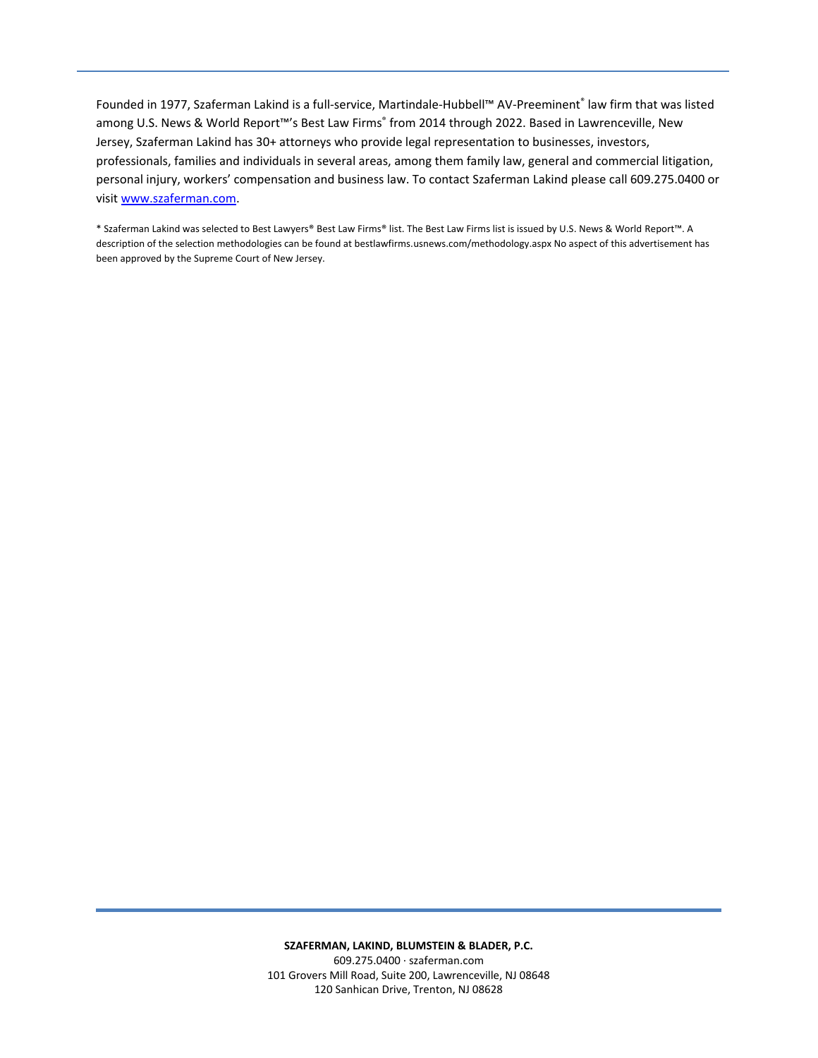Founded in 1977, Szaferman Lakind is a full-service, Martindale-Hubbell™ AV-Preeminent® law firm that was listed among U.S. News & World Report™'s Best Law Firms® from 2014 through 2022. Based in Lawrenceville, New Jersey, Szaferman Lakind has 30+ attorneys who provide legal representation to businesses, investors, professionals, families and individuals in several areas, among them family law, general and commercial litigation, personal injury, workers' compensation and business law. To contact Szaferman Lakind please call 609.275.0400 or visit [www.szaferman.com](http://www.szaferman.com).

* Szaferman Lakind was selected to Best Lawyers® Best Law Firms® list. The Best Law Firms list is issued by U.S. News & World Report™. A description of the selection methodologies can be found at bestlawfirms.usnews.com/methodology.aspx No aspect of this advertisement has been approved by the Supreme Court of New Jersey.

**SZAFERMAN, LAKIND, BLUMSTEIN & BLADER, P.C.**
609.275.0400 · szaferman.com
101 Grovers Mill Road, Suite 200, Lawrenceville, NJ 08648
120 Sanhican Drive, Trenton, NJ 08628